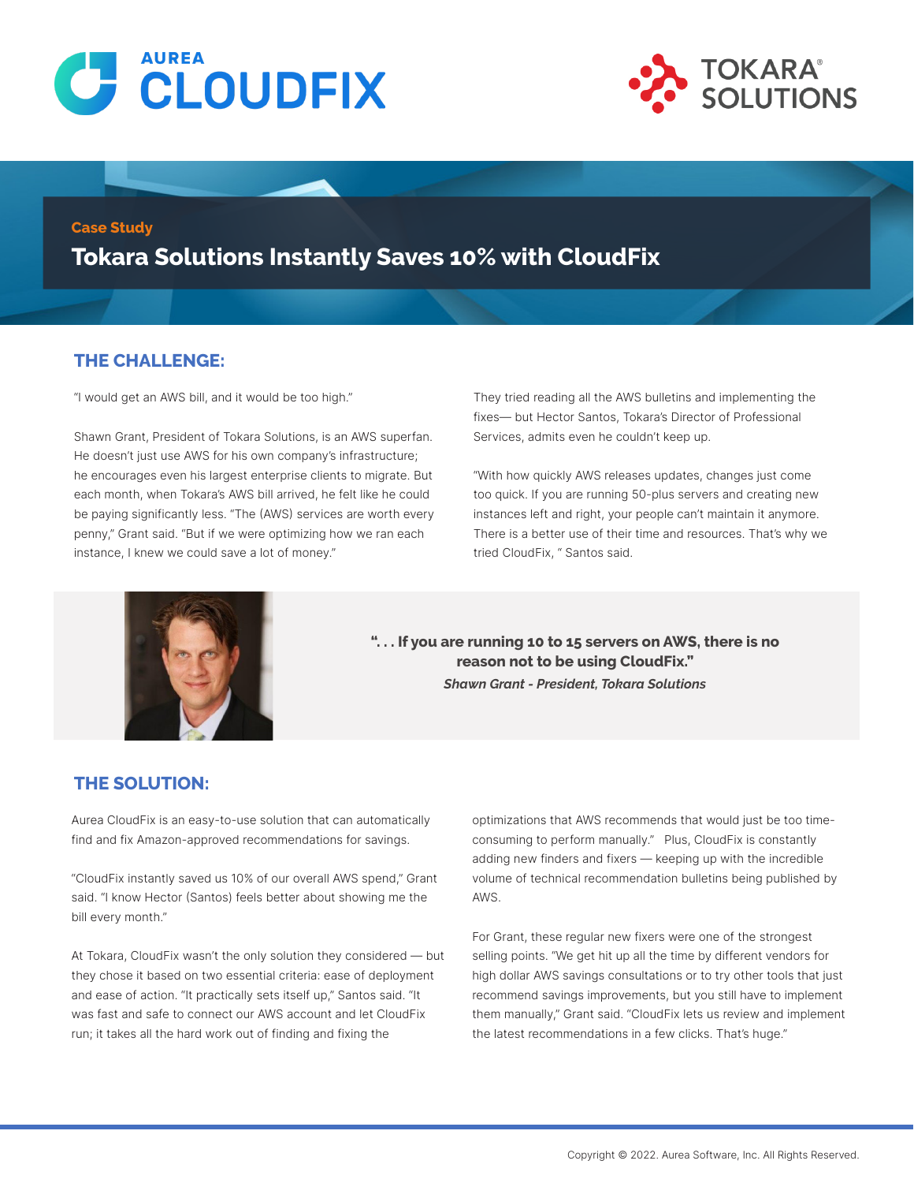AUREA CLOUDFIX

TOKARA® SOLUTIONS

Case Study

# Tokara Solutions Instantly Saves 10% with CloudFix

## THE CHALLENGE:

"I would get an AWS bill, and it would be too high."

Shawn Grant, President of Tokara Solutions, is an AWS superfan. He doesn't just use AWS for his own company's infrastructure; he encourages even his largest enterprise clients to migrate. But each month, when Tokara's AWS bill arrived, he felt like he could be paying significantly less. "The (AWS) services are worth every penny," Grant said. "But if we were optimizing how we ran each instance, I knew we could save a lot of money."

They tried reading all the AWS bulletins and implementing the fixes— but Hector Santos, Tokara's Director of Professional Services, admits even he couldn't keep up.

"With how quickly AWS releases updates, changes just come too quick. If you are running 50-plus servers and creating new instances left and right, your people can't maintain it anymore. There is a better use of their time and resources. That's why we tried CloudFix, " Santos said.

> **". . . If you are running 10 to 15 servers on AWS, there is no reason not to be using CloudFix."**
> ***Shawn Grant - President, Tokara Solutions***

## THE SOLUTION:

Aurea CloudFix is an easy-to-use solution that can automatically find and fix Amazon-approved recommendations for savings.

"CloudFix instantly saved us 10% of our overall AWS spend," Grant said. "I know Hector (Santos) feels better about showing me the bill every month."

At Tokara, CloudFix wasn't the only solution they considered — but they chose it based on two essential criteria: ease of deployment and ease of action. "It practically sets itself up," Santos said. "It was fast and safe to connect our AWS account and let CloudFix run; it takes all the hard work out of finding and fixing the optimizations that AWS recommends that would just be too time-consuming to perform manually." Plus, CloudFix is constantly adding new finders and fixers — keeping up with the incredible volume of technical recommendation bulletins being published by AWS.

For Grant, these regular new fixers were one of the strongest selling points. "We get hit up all the time by different vendors for high dollar AWS savings consultations or to try other tools that just recommend savings improvements, but you still have to implement them manually," Grant said. "CloudFix lets us review and implement the latest recommendations in a few clicks. That's huge."

Copyright © 2022. Aurea Software, Inc. All Rights Reserved.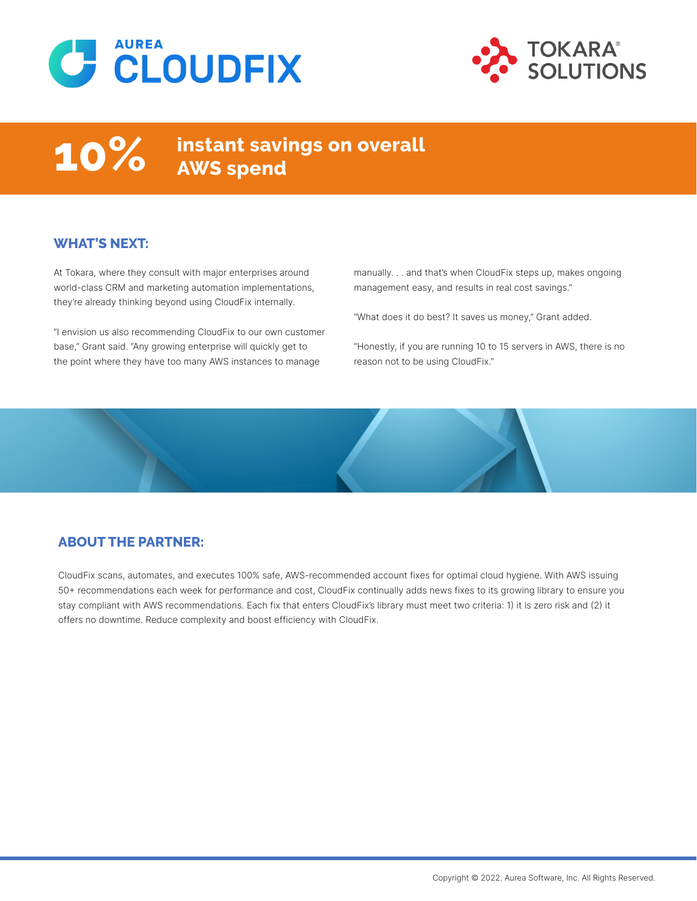AUREA CLOUDFIX

TOKARA® SOLUTIONS

# 10% instant savings on overall AWS spend

## WHAT'S NEXT:

At Tokara, where they consult with major enterprises around world-class CRM and marketing automation implementations, they're already thinking beyond using CloudFix internally.

"I envision us also recommending CloudFix to our own customer base," Grant said. "Any growing enterprise will quickly get to the point where they have too many AWS instances to manage manually. . . and that's when CloudFix steps up, makes ongoing management easy, and results in real cost savings."

"What does it do best? It saves us money," Grant added.

"Honestly, if you are running 10 to 15 servers in AWS, there is no reason not to be using CloudFix."

## ABOUT THE PARTNER:

CloudFix scans, automates, and executes 100% safe, AWS-recommended account fixes for optimal cloud hygiene. With AWS issuing 50+ recommendations each week for performance and cost, CloudFix continually adds news fixes to its growing library to ensure you stay compliant with AWS recommendations. Each fix that enters CloudFix's library must meet two criteria: 1) it is zero risk and (2) it offers no downtime. Reduce complexity and boost efficiency with CloudFix.

Copyright © 2022. Aurea Software, Inc. All Rights Reserved.